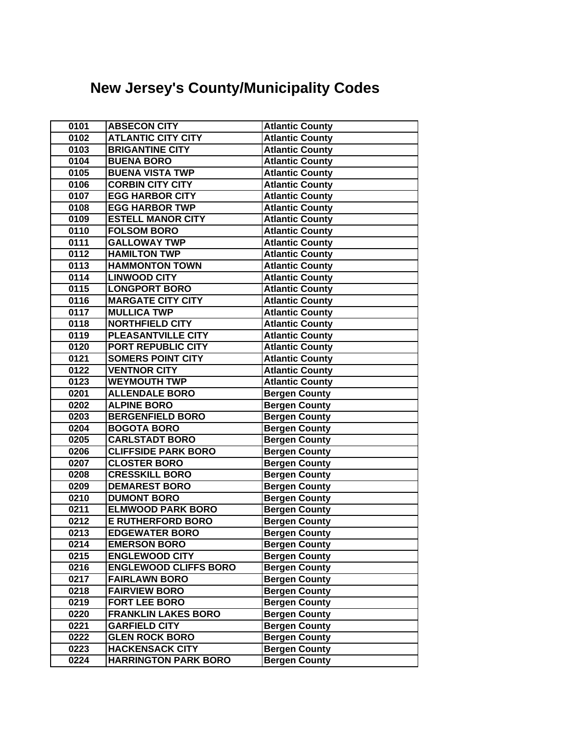# New Jersey's County/Municipality Codes

| | | |
|---|---|---|
| 0101 | ABSECON CITY | Atlantic County |
| 0102 | ATLANTIC CITY CITY | Atlantic County |
| 0103 | BRIGANTINE CITY | Atlantic County |
| 0104 | BUENA BORO | Atlantic County |
| 0105 | BUENA VISTA TWP | Atlantic County |
| 0106 | CORBIN CITY CITY | Atlantic County |
| 0107 | EGG HARBOR CITY | Atlantic County |
| 0108 | EGG HARBOR TWP | Atlantic County |
| 0109 | ESTELL MANOR CITY | Atlantic County |
| 0110 | FOLSOM BORO | Atlantic County |
| 0111 | GALLOWAY TWP | Atlantic County |
| 0112 | HAMILTON TWP | Atlantic County |
| 0113 | HAMMONTON TOWN | Atlantic County |
| 0114 | LINWOOD CITY | Atlantic County |
| 0115 | LONGPORT BORO | Atlantic County |
| 0116 | MARGATE CITY CITY | Atlantic County |
| 0117 | MULLICA TWP | Atlantic County |
| 0118 | NORTHFIELD CITY | Atlantic County |
| 0119 | PLEASANTVILLE CITY | Atlantic County |
| 0120 | PORT REPUBLIC CITY | Atlantic County |
| 0121 | SOMERS POINT CITY | Atlantic County |
| 0122 | VENTNOR CITY | Atlantic County |
| 0123 | WEYMOUTH TWP | Atlantic County |
| 0201 | ALLENDALE BORO | Bergen County |
| 0202 | ALPINE BORO | Bergen County |
| 0203 | BERGENFIELD BORO | Bergen County |
| 0204 | BOGOTA BORO | Bergen County |
| 0205 | CARLSTADT BORO | Bergen County |
| 0206 | CLIFFSIDE PARK BORO | Bergen County |
| 0207 | CLOSTER BORO | Bergen County |
| 0208 | CRESSKILL BORO | Bergen County |
| 0209 | DEMAREST BORO | Bergen County |
| 0210 | DUMONT BORO | Bergen County |
| 0211 | ELMWOOD PARK BORO | Bergen County |
| 0212 | E RUTHERFORD BORO | Bergen County |
| 0213 | EDGEWATER BORO | Bergen County |
| 0214 | EMERSON BORO | Bergen County |
| 0215 | ENGLEWOOD CITY | Bergen County |
| 0216 | ENGLEWOOD CLIFFS BORO | Bergen County |
| 0217 | FAIRLAWN BORO | Bergen County |
| 0218 | FAIRVIEW BORO | Bergen County |
| 0219 | FORT LEE BORO | Bergen County |
| 0220 | FRANKLIN LAKES BORO | Bergen County |
| 0221 | GARFIELD CITY | Bergen County |
| 0222 | GLEN ROCK BORO | Bergen County |
| 0223 | HACKENSACK CITY | Bergen County |
| 0224 | HARRINGTON PARK BORO | Bergen County |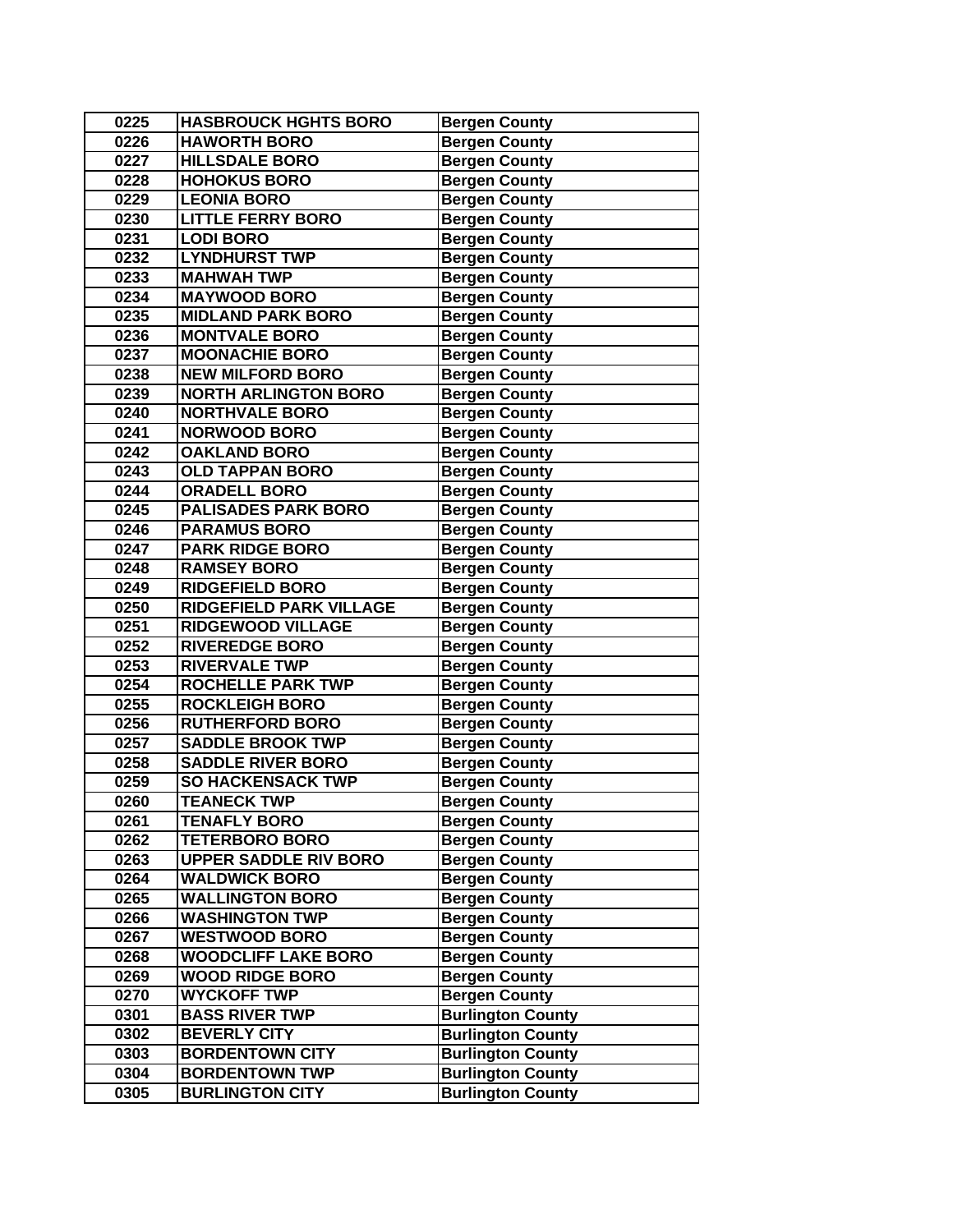| 0225 | HASBROUCK HGHTS BORO | Bergen County |
|---|---|---|
| 0226 | HAWORTH BORO | Bergen County |
| 0227 | HILLSDALE BORO | Bergen County |
| 0228 | HOHOKUS BORO | Bergen County |
| 0229 | LEONIA BORO | Bergen County |
| 0230 | LITTLE FERRY BORO | Bergen County |
| 0231 | LODI BORO | Bergen County |
| 0232 | LYNDHURST TWP | Bergen County |
| 0233 | MAHWAH TWP | Bergen County |
| 0234 | MAYWOOD BORO | Bergen County |
| 0235 | MIDLAND PARK BORO | Bergen County |
| 0236 | MONTVALE BORO | Bergen County |
| 0237 | MOONACHIE BORO | Bergen County |
| 0238 | NEW MILFORD BORO | Bergen County |
| 0239 | NORTH ARLINGTON BORO | Bergen County |
| 0240 | NORTHVALE BORO | Bergen County |
| 0241 | NORWOOD BORO | Bergen County |
| 0242 | OAKLAND BORO | Bergen County |
| 0243 | OLD TAPPAN BORO | Bergen County |
| 0244 | ORADELL BORO | Bergen County |
| 0245 | PALISADES PARK BORO | Bergen County |
| 0246 | PARAMUS BORO | Bergen County |
| 0247 | PARK RIDGE BORO | Bergen County |
| 0248 | RAMSEY BORO | Bergen County |
| 0249 | RIDGEFIELD BORO | Bergen County |
| 0250 | RIDGEFIELD PARK VILLAGE | Bergen County |
| 0251 | RIDGEWOOD VILLAGE | Bergen County |
| 0252 | RIVEREDGE BORO | Bergen County |
| 0253 | RIVERVALE TWP | Bergen County |
| 0254 | ROCHELLE PARK TWP | Bergen County |
| 0255 | ROCKLEIGH BORO | Bergen County |
| 0256 | RUTHERFORD BORO | Bergen County |
| 0257 | SADDLE BROOK TWP | Bergen County |
| 0258 | SADDLE RIVER BORO | Bergen County |
| 0259 | SO HACKENSACK TWP | Bergen County |
| 0260 | TEANECK TWP | Bergen County |
| 0261 | TENAFLY BORO | Bergen County |
| 0262 | TETERBORO BORO | Bergen County |
| 0263 | UPPER SADDLE RIV BORO | Bergen County |
| 0264 | WALDWICK BORO | Bergen County |
| 0265 | WALLINGTON BORO | Bergen County |
| 0266 | WASHINGTON TWP | Bergen County |
| 0267 | WESTWOOD BORO | Bergen County |
| 0268 | WOODCLIFF LAKE BORO | Bergen County |
| 0269 | WOOD RIDGE BORO | Bergen County |
| 0270 | WYCKOFF TWP | Bergen County |
| 0301 | BASS RIVER TWP | Burlington County |
| 0302 | BEVERLY CITY | Burlington County |
| 0303 | BORDENTOWN CITY | Burlington County |
| 0304 | BORDENTOWN TWP | Burlington County |
| 0305 | BURLINGTON CITY | Burlington County |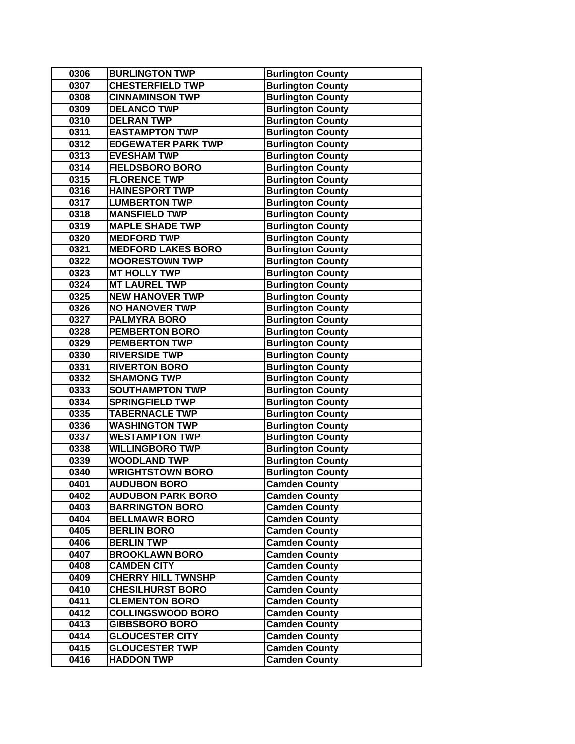| 0306 | BURLINGTON TWP | Burlington County |
|---|---|---|
| 0307 | CHESTERFIELD TWP | Burlington County |
| 0308 | CINNAMINSON TWP | Burlington County |
| 0309 | DELANCO TWP | Burlington County |
| 0310 | DELRAN TWP | Burlington County |
| 0311 | EASTAMPTON TWP | Burlington County |
| 0312 | EDGEWATER PARK TWP | Burlington County |
| 0313 | EVESHAM TWP | Burlington County |
| 0314 | FIELDSBORO BORO | Burlington County |
| 0315 | FLORENCE TWP | Burlington County |
| 0316 | HAINESPORT TWP | Burlington County |
| 0317 | LUMBERTON TWP | Burlington County |
| 0318 | MANSFIELD TWP | Burlington County |
| 0319 | MAPLE SHADE TWP | Burlington County |
| 0320 | MEDFORD TWP | Burlington County |
| 0321 | MEDFORD LAKES BORO | Burlington County |
| 0322 | MOORESTOWN TWP | Burlington County |
| 0323 | MT HOLLY TWP | Burlington County |
| 0324 | MT LAUREL TWP | Burlington County |
| 0325 | NEW HANOVER TWP | Burlington County |
| 0326 | NO HANOVER TWP | Burlington County |
| 0327 | PALMYRA BORO | Burlington County |
| 0328 | PEMBERTON BORO | Burlington County |
| 0329 | PEMBERTON TWP | Burlington County |
| 0330 | RIVERSIDE TWP | Burlington County |
| 0331 | RIVERTON BORO | Burlington County |
| 0332 | SHAMONG TWP | Burlington County |
| 0333 | SOUTHAMPTON TWP | Burlington County |
| 0334 | SPRINGFIELD TWP | Burlington County |
| 0335 | TABERNACLE TWP | Burlington County |
| 0336 | WASHINGTON TWP | Burlington County |
| 0337 | WESTAMPTON TWP | Burlington County |
| 0338 | WILLINGBORO TWP | Burlington County |
| 0339 | WOODLAND TWP | Burlington County |
| 0340 | WRIGHTSTOWN BORO | Burlington County |
| 0401 | AUDUBON BORO | Camden County |
| 0402 | AUDUBON PARK BORO | Camden County |
| 0403 | BARRINGTON BORO | Camden County |
| 0404 | BELLMAWR BORO | Camden County |
| 0405 | BERLIN BORO | Camden County |
| 0406 | BERLIN TWP | Camden County |
| 0407 | BROOKLAWN BORO | Camden County |
| 0408 | CAMDEN CITY | Camden County |
| 0409 | CHERRY HILL TWNSHP | Camden County |
| 0410 | CHESILHURST BORO | Camden County |
| 0411 | CLEMENTON BORO | Camden County |
| 0412 | COLLINGSWOOD BORO | Camden County |
| 0413 | GIBBSBORO BORO | Camden County |
| 0414 | GLOUCESTER CITY | Camden County |
| 0415 | GLOUCESTER TWP | Camden County |
| 0416 | HADDON TWP | Camden County |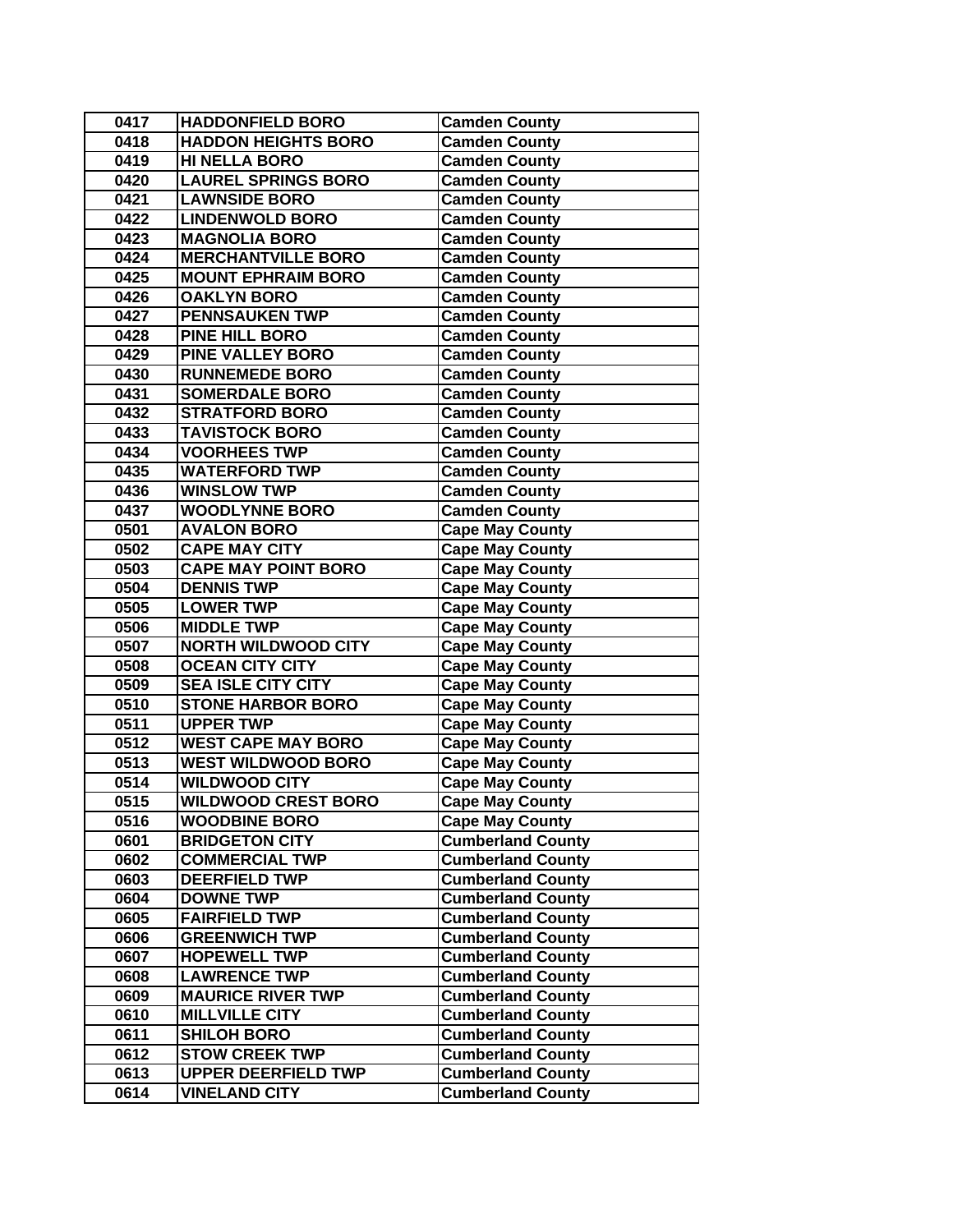| 0417 | HADDONFIELD BORO | Camden County |
|---|---|---|
| 0418 | HADDON HEIGHTS BORO | Camden County |
| 0419 | HI NELLA BORO | Camden County |
| 0420 | LAUREL SPRINGS BORO | Camden County |
| 0421 | LAWNSIDE BORO | Camden County |
| 0422 | LINDENWOLD BORO | Camden County |
| 0423 | MAGNOLIA BORO | Camden County |
| 0424 | MERCHANTVILLE BORO | Camden County |
| 0425 | MOUNT EPHRAIM BORO | Camden County |
| 0426 | OAKLYN BORO | Camden County |
| 0427 | PENNSAUKEN TWP | Camden County |
| 0428 | PINE HILL BORO | Camden County |
| 0429 | PINE VALLEY BORO | Camden County |
| 0430 | RUNNEMEDE BORO | Camden County |
| 0431 | SOMERDALE BORO | Camden County |
| 0432 | STRATFORD BORO | Camden County |
| 0433 | TAVISTOCK BORO | Camden County |
| 0434 | VOORHEES TWP | Camden County |
| 0435 | WATERFORD TWP | Camden County |
| 0436 | WINSLOW TWP | Camden County |
| 0437 | WOODLYNNE BORO | Camden County |
| 0501 | AVALON BORO | Cape May County |
| 0502 | CAPE MAY CITY | Cape May County |
| 0503 | CAPE MAY POINT BORO | Cape May County |
| 0504 | DENNIS TWP | Cape May County |
| 0505 | LOWER TWP | Cape May County |
| 0506 | MIDDLE TWP | Cape May County |
| 0507 | NORTH WILDWOOD CITY | Cape May County |
| 0508 | OCEAN CITY CITY | Cape May County |
| 0509 | SEA ISLE CITY CITY | Cape May County |
| 0510 | STONE HARBOR BORO | Cape May County |
| 0511 | UPPER TWP | Cape May County |
| 0512 | WEST CAPE MAY BORO | Cape May County |
| 0513 | WEST WILDWOOD BORO | Cape May County |
| 0514 | WILDWOOD CITY | Cape May County |
| 0515 | WILDWOOD CREST BORO | Cape May County |
| 0516 | WOODBINE BORO | Cape May County |
| 0601 | BRIDGETON CITY | Cumberland County |
| 0602 | COMMERCIAL TWP | Cumberland County |
| 0603 | DEERFIELD TWP | Cumberland County |
| 0604 | DOWNE TWP | Cumberland County |
| 0605 | FAIRFIELD TWP | Cumberland County |
| 0606 | GREENWICH TWP | Cumberland County |
| 0607 | HOPEWELL TWP | Cumberland County |
| 0608 | LAWRENCE TWP | Cumberland County |
| 0609 | MAURICE RIVER TWP | Cumberland County |
| 0610 | MILLVILLE CITY | Cumberland County |
| 0611 | SHILOH BORO | Cumberland County |
| 0612 | STOW CREEK TWP | Cumberland County |
| 0613 | UPPER DEERFIELD TWP | Cumberland County |
| 0614 | VINELAND CITY | Cumberland County |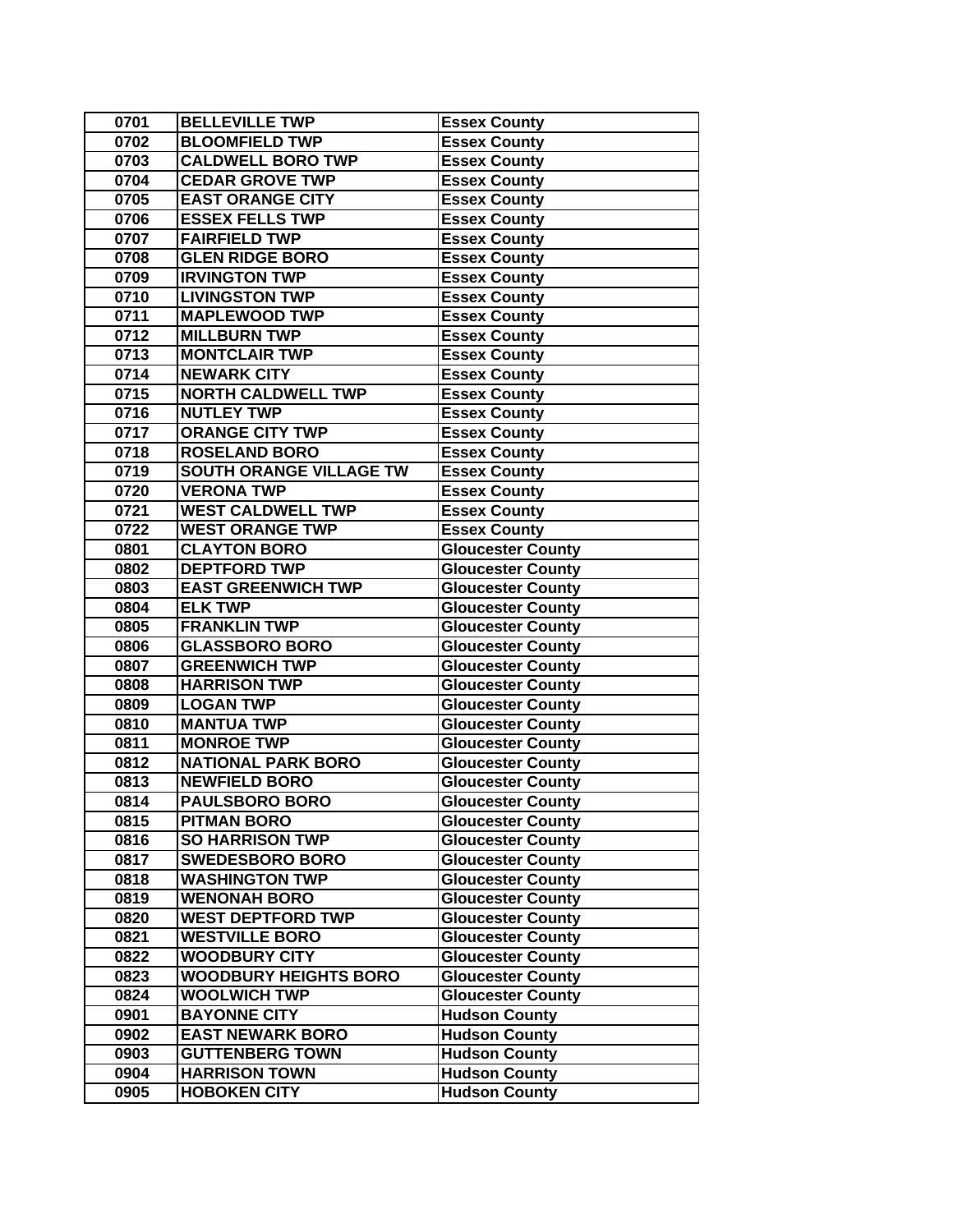| 0701 | BELLEVILLE TWP | Essex County |
|---|---|---|
| 0702 | BLOOMFIELD TWP | Essex County |
| 0703 | CALDWELL BORO TWP | Essex County |
| 0704 | CEDAR GROVE TWP | Essex County |
| 0705 | EAST ORANGE CITY | Essex County |
| 0706 | ESSEX FELLS TWP | Essex County |
| 0707 | FAIRFIELD TWP | Essex County |
| 0708 | GLEN RIDGE BORO | Essex County |
| 0709 | IRVINGTON TWP | Essex County |
| 0710 | LIVINGSTON TWP | Essex County |
| 0711 | MAPLEWOOD TWP | Essex County |
| 0712 | MILLBURN TWP | Essex County |
| 0713 | MONTCLAIR TWP | Essex County |
| 0714 | NEWARK CITY | Essex County |
| 0715 | NORTH CALDWELL TWP | Essex County |
| 0716 | NUTLEY TWP | Essex County |
| 0717 | ORANGE CITY TWP | Essex County |
| 0718 | ROSELAND BORO | Essex County |
| 0719 | SOUTH ORANGE VILLAGE TW | Essex County |
| 0720 | VERONA TWP | Essex County |
| 0721 | WEST CALDWELL TWP | Essex County |
| 0722 | WEST ORANGE TWP | Essex County |
| 0801 | CLAYTON BORO | Gloucester County |
| 0802 | DEPTFORD TWP | Gloucester County |
| 0803 | EAST GREENWICH TWP | Gloucester County |
| 0804 | ELK TWP | Gloucester County |
| 0805 | FRANKLIN TWP | Gloucester County |
| 0806 | GLASSBORO BORO | Gloucester County |
| 0807 | GREENWICH TWP | Gloucester County |
| 0808 | HARRISON TWP | Gloucester County |
| 0809 | LOGAN TWP | Gloucester County |
| 0810 | MANTUA TWP | Gloucester County |
| 0811 | MONROE TWP | Gloucester County |
| 0812 | NATIONAL PARK BORO | Gloucester County |
| 0813 | NEWFIELD BORO | Gloucester County |
| 0814 | PAULSBORO BORO | Gloucester County |
| 0815 | PITMAN BORO | Gloucester County |
| 0816 | SO HARRISON TWP | Gloucester County |
| 0817 | SWEDESBORO BORO | Gloucester County |
| 0818 | WASHINGTON TWP | Gloucester County |
| 0819 | WENONAH BORO | Gloucester County |
| 0820 | WEST DEPTFORD TWP | Gloucester County |
| 0821 | WESTVILLE BORO | Gloucester County |
| 0822 | WOODBURY CITY | Gloucester County |
| 0823 | WOODBURY HEIGHTS BORO | Gloucester County |
| 0824 | WOOLWICH TWP | Gloucester County |
| 0901 | BAYONNE CITY | Hudson County |
| 0902 | EAST NEWARK BORO | Hudson County |
| 0903 | GUTTENBERG TOWN | Hudson County |
| 0904 | HARRISON TOWN | Hudson County |
| 0905 | HOBOKEN CITY | Hudson County |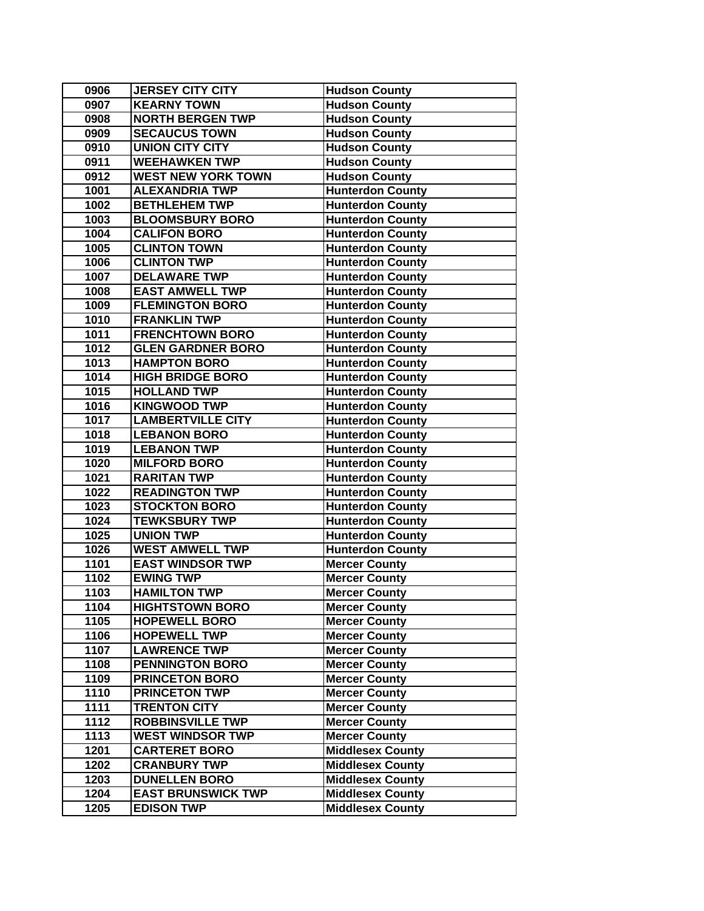| | | |
|---|---|---|
| 0906 | JERSEY CITY CITY | Hudson County |
| 0907 | KEARNY TOWN | Hudson County |
| 0908 | NORTH BERGEN TWP | Hudson County |
| 0909 | SECAUCUS TOWN | Hudson County |
| 0910 | UNION CITY CITY | Hudson County |
| 0911 | WEEHAWKEN TWP | Hudson County |
| 0912 | WEST NEW YORK TOWN | Hudson County |
| 1001 | ALEXANDRIA TWP | Hunterdon County |
| 1002 | BETHLEHEM TWP | Hunterdon County |
| 1003 | BLOOMSBURY BORO | Hunterdon County |
| 1004 | CALIFON BORO | Hunterdon County |
| 1005 | CLINTON TOWN | Hunterdon County |
| 1006 | CLINTON TWP | Hunterdon County |
| 1007 | DELAWARE TWP | Hunterdon County |
| 1008 | EAST AMWELL TWP | Hunterdon County |
| 1009 | FLEMINGTON BORO | Hunterdon County |
| 1010 | FRANKLIN TWP | Hunterdon County |
| 1011 | FRENCHTOWN BORO | Hunterdon County |
| 1012 | GLEN GARDNER BORO | Hunterdon County |
| 1013 | HAMPTON BORO | Hunterdon County |
| 1014 | HIGH BRIDGE BORO | Hunterdon County |
| 1015 | HOLLAND TWP | Hunterdon County |
| 1016 | KINGWOOD TWP | Hunterdon County |
| 1017 | LAMBERTVILLE CITY | Hunterdon County |
| 1018 | LEBANON BORO | Hunterdon County |
| 1019 | LEBANON TWP | Hunterdon County |
| 1020 | MILFORD BORO | Hunterdon County |
| 1021 | RARITAN TWP | Hunterdon County |
| 1022 | READINGTON TWP | Hunterdon County |
| 1023 | STOCKTON BORO | Hunterdon County |
| 1024 | TEWKSBURY TWP | Hunterdon County |
| 1025 | UNION TWP | Hunterdon County |
| 1026 | WEST AMWELL TWP | Hunterdon County |
| 1101 | EAST WINDSOR TWP | Mercer County |
| 1102 | EWING TWP | Mercer County |
| 1103 | HAMILTON TWP | Mercer County |
| 1104 | HIGHTSTOWN BORO | Mercer County |
| 1105 | HOPEWELL BORO | Mercer County |
| 1106 | HOPEWELL TWP | Mercer County |
| 1107 | LAWRENCE TWP | Mercer County |
| 1108 | PENNINGTON BORO | Mercer County |
| 1109 | PRINCETON BORO | Mercer County |
| 1110 | PRINCETON TWP | Mercer County |
| 1111 | TRENTON CITY | Mercer County |
| 1112 | ROBBINSVILLE TWP | Mercer County |
| 1113 | WEST WINDSOR TWP | Mercer County |
| 1201 | CARTERET BORO | Middlesex County |
| 1202 | CRANBURY TWP | Middlesex County |
| 1203 | DUNELLEN BORO | Middlesex County |
| 1204 | EAST BRUNSWICK TWP | Middlesex County |
| 1205 | EDISON TWP | Middlesex County |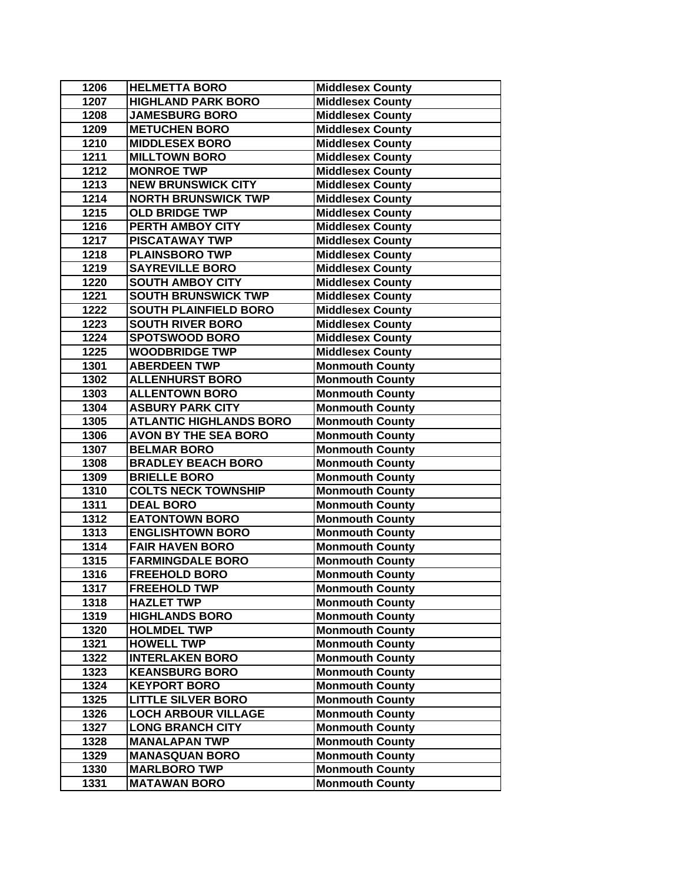| | | |
|---|---|---|
| 1206 | HELMETTA BORO | Middlesex County |
| 1207 | HIGHLAND PARK BORO | Middlesex County |
| 1208 | JAMESBURG BORO | Middlesex County |
| 1209 | METUCHEN BORO | Middlesex County |
| 1210 | MIDDLESEX BORO | Middlesex County |
| 1211 | MILLTOWN BORO | Middlesex County |
| 1212 | MONROE TWP | Middlesex County |
| 1213 | NEW BRUNSWICK CITY | Middlesex County |
| 1214 | NORTH BRUNSWICK TWP | Middlesex County |
| 1215 | OLD BRIDGE TWP | Middlesex County |
| 1216 | PERTH AMBOY CITY | Middlesex County |
| 1217 | PISCATAWAY TWP | Middlesex County |
| 1218 | PLAINSBORO TWP | Middlesex County |
| 1219 | SAYREVILLE BORO | Middlesex County |
| 1220 | SOUTH AMBOY CITY | Middlesex County |
| 1221 | SOUTH BRUNSWICK TWP | Middlesex County |
| 1222 | SOUTH PLAINFIELD BORO | Middlesex County |
| 1223 | SOUTH RIVER BORO | Middlesex County |
| 1224 | SPOTSWOOD BORO | Middlesex County |
| 1225 | WOODBRIDGE TWP | Middlesex County |
| 1301 | ABERDEEN TWP | Monmouth County |
| 1302 | ALLENHURST BORO | Monmouth County |
| 1303 | ALLENTOWN BORO | Monmouth County |
| 1304 | ASBURY PARK CITY | Monmouth County |
| 1305 | ATLANTIC HIGHLANDS BORO | Monmouth County |
| 1306 | AVON BY THE SEA BORO | Monmouth County |
| 1307 | BELMAR BORO | Monmouth County |
| 1308 | BRADLEY BEACH BORO | Monmouth County |
| 1309 | BRIELLE BORO | Monmouth County |
| 1310 | COLTS NECK TOWNSHIP | Monmouth County |
| 1311 | DEAL BORO | Monmouth County |
| 1312 | EATONTOWN BORO | Monmouth County |
| 1313 | ENGLISHTOWN BORO | Monmouth County |
| 1314 | FAIR HAVEN BORO | Monmouth County |
| 1315 | FARMINGDALE BORO | Monmouth County |
| 1316 | FREEHOLD BORO | Monmouth County |
| 1317 | FREEHOLD TWP | Monmouth County |
| 1318 | HAZLET TWP | Monmouth County |
| 1319 | HIGHLANDS BORO | Monmouth County |
| 1320 | HOLMDEL TWP | Monmouth County |
| 1321 | HOWELL TWP | Monmouth County |
| 1322 | INTERLAKEN BORO | Monmouth County |
| 1323 | KEANSBURG BORO | Monmouth County |
| 1324 | KEYPORT BORO | Monmouth County |
| 1325 | LITTLE SILVER BORO | Monmouth County |
| 1326 | LOCH ARBOUR VILLAGE | Monmouth County |
| 1327 | LONG BRANCH CITY | Monmouth County |
| 1328 | MANALAPAN TWP | Monmouth County |
| 1329 | MANASQUAN BORO | Monmouth County |
| 1330 | MARLBORO TWP | Monmouth County |
| 1331 | MATAWAN BORO | Monmouth County |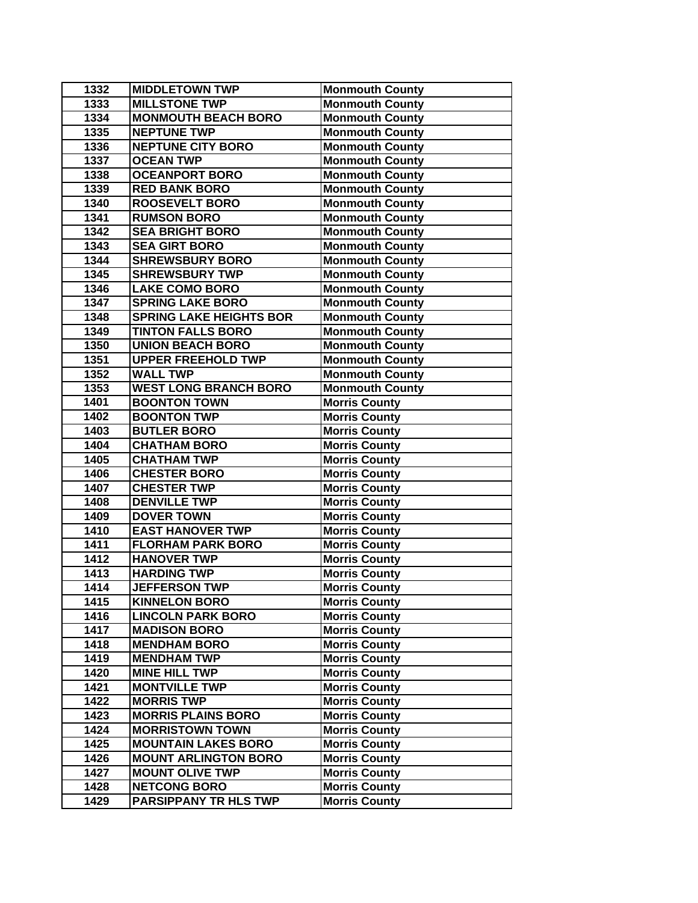| 1332 | MIDDLETOWN TWP | Monmouth County |
|---|---|---|
| 1333 | MILLSTONE TWP | Monmouth County |
| 1334 | MONMOUTH BEACH BORO | Monmouth County |
| 1335 | NEPTUNE TWP | Monmouth County |
| 1336 | NEPTUNE CITY BORO | Monmouth County |
| 1337 | OCEAN TWP | Monmouth County |
| 1338 | OCEANPORT BORO | Monmouth County |
| 1339 | RED BANK BORO | Monmouth County |
| 1340 | ROOSEVELT BORO | Monmouth County |
| 1341 | RUMSON BORO | Monmouth County |
| 1342 | SEA BRIGHT BORO | Monmouth County |
| 1343 | SEA GIRT BORO | Monmouth County |
| 1344 | SHREWSBURY BORO | Monmouth County |
| 1345 | SHREWSBURY TWP | Monmouth County |
| 1346 | LAKE COMO BORO | Monmouth County |
| 1347 | SPRING LAKE BORO | Monmouth County |
| 1348 | SPRING LAKE HEIGHTS BOR | Monmouth County |
| 1349 | TINTON FALLS BORO | Monmouth County |
| 1350 | UNION BEACH BORO | Monmouth County |
| 1351 | UPPER FREEHOLD TWP | Monmouth County |
| 1352 | WALL TWP | Monmouth County |
| 1353 | WEST LONG BRANCH BORO | Monmouth County |
| 1401 | BOONTON TOWN | Morris County |
| 1402 | BOONTON TWP | Morris County |
| 1403 | BUTLER BORO | Morris County |
| 1404 | CHATHAM BORO | Morris County |
| 1405 | CHATHAM TWP | Morris County |
| 1406 | CHESTER BORO | Morris County |
| 1407 | CHESTER TWP | Morris County |
| 1408 | DENVILLE TWP | Morris County |
| 1409 | DOVER TOWN | Morris County |
| 1410 | EAST HANOVER TWP | Morris County |
| 1411 | FLORHAM PARK BORO | Morris County |
| 1412 | HANOVER TWP | Morris County |
| 1413 | HARDING TWP | Morris County |
| 1414 | JEFFERSON TWP | Morris County |
| 1415 | KINNELON BORO | Morris County |
| 1416 | LINCOLN PARK BORO | Morris County |
| 1417 | MADISON BORO | Morris County |
| 1418 | MENDHAM BORO | Morris County |
| 1419 | MENDHAM TWP | Morris County |
| 1420 | MINE HILL TWP | Morris County |
| 1421 | MONTVILLE TWP | Morris County |
| 1422 | MORRIS TWP | Morris County |
| 1423 | MORRIS PLAINS BORO | Morris County |
| 1424 | MORRISTOWN TOWN | Morris County |
| 1425 | MOUNTAIN LAKES BORO | Morris County |
| 1426 | MOUNT ARLINGTON BORO | Morris County |
| 1427 | MOUNT OLIVE TWP | Morris County |
| 1428 | NETCONG BORO | Morris County |
| 1429 | PARSIPPANY TR HLS TWP | Morris County |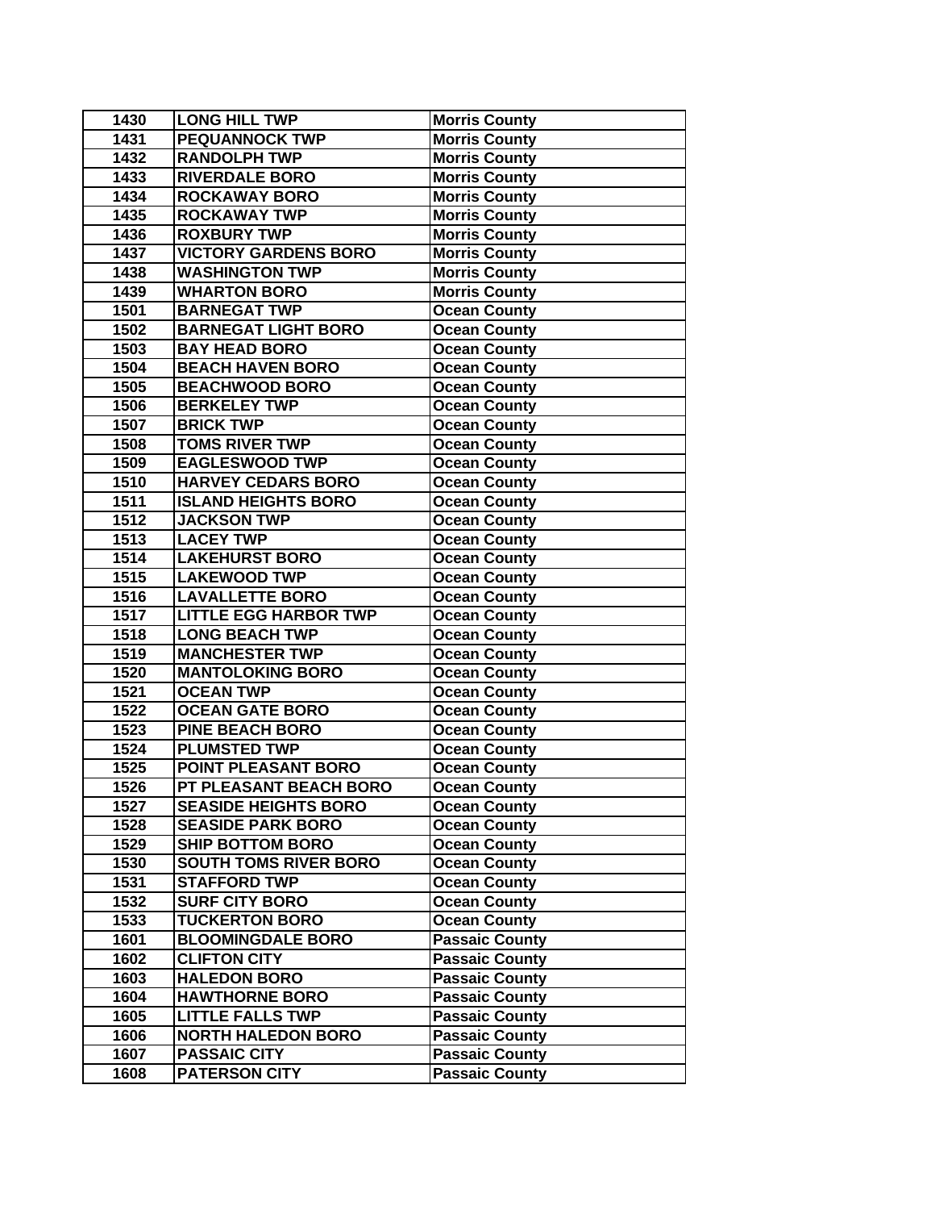| 1430 | LONG HILL TWP | Morris County |
|---|---|---|
| 1431 | PEQUANNOCK TWP | Morris County |
| 1432 | RANDOLPH TWP | Morris County |
| 1433 | RIVERDALE BORO | Morris County |
| 1434 | ROCKAWAY BORO | Morris County |
| 1435 | ROCKAWAY TWP | Morris County |
| 1436 | ROXBURY TWP | Morris County |
| 1437 | VICTORY GARDENS BORO | Morris County |
| 1438 | WASHINGTON TWP | Morris County |
| 1439 | WHARTON BORO | Morris County |
| 1501 | BARNEGAT TWP | Ocean County |
| 1502 | BARNEGAT LIGHT BORO | Ocean County |
| 1503 | BAY HEAD BORO | Ocean County |
| 1504 | BEACH HAVEN BORO | Ocean County |
| 1505 | BEACHWOOD BORO | Ocean County |
| 1506 | BERKELEY TWP | Ocean County |
| 1507 | BRICK TWP | Ocean County |
| 1508 | TOMS RIVER TWP | Ocean County |
| 1509 | EAGLESWOOD TWP | Ocean County |
| 1510 | HARVEY CEDARS BORO | Ocean County |
| 1511 | ISLAND HEIGHTS BORO | Ocean County |
| 1512 | JACKSON TWP | Ocean County |
| 1513 | LACEY TWP | Ocean County |
| 1514 | LAKEHURST BORO | Ocean County |
| 1515 | LAKEWOOD TWP | Ocean County |
| 1516 | LAVALLETTE BORO | Ocean County |
| 1517 | LITTLE EGG HARBOR TWP | Ocean County |
| 1518 | LONG BEACH TWP | Ocean County |
| 1519 | MANCHESTER TWP | Ocean County |
| 1520 | MANTOLOKING BORO | Ocean County |
| 1521 | OCEAN TWP | Ocean County |
| 1522 | OCEAN GATE BORO | Ocean County |
| 1523 | PINE BEACH BORO | Ocean County |
| 1524 | PLUMSTED TWP | Ocean County |
| 1525 | POINT PLEASANT BORO | Ocean County |
| 1526 | PT PLEASANT BEACH BORO | Ocean County |
| 1527 | SEASIDE HEIGHTS BORO | Ocean County |
| 1528 | SEASIDE PARK BORO | Ocean County |
| 1529 | SHIP BOTTOM BORO | Ocean County |
| 1530 | SOUTH TOMS RIVER BORO | Ocean County |
| 1531 | STAFFORD TWP | Ocean County |
| 1532 | SURF CITY BORO | Ocean County |
| 1533 | TUCKERTON BORO | Ocean County |
| 1601 | BLOOMINGDALE BORO | Passaic County |
| 1602 | CLIFTON CITY | Passaic County |
| 1603 | HALEDON BORO | Passaic County |
| 1604 | HAWTHORNE BORO | Passaic County |
| 1605 | LITTLE FALLS TWP | Passaic County |
| 1606 | NORTH HALEDON BORO | Passaic County |
| 1607 | PASSAIC CITY | Passaic County |
| 1608 | PATERSON CITY | Passaic County |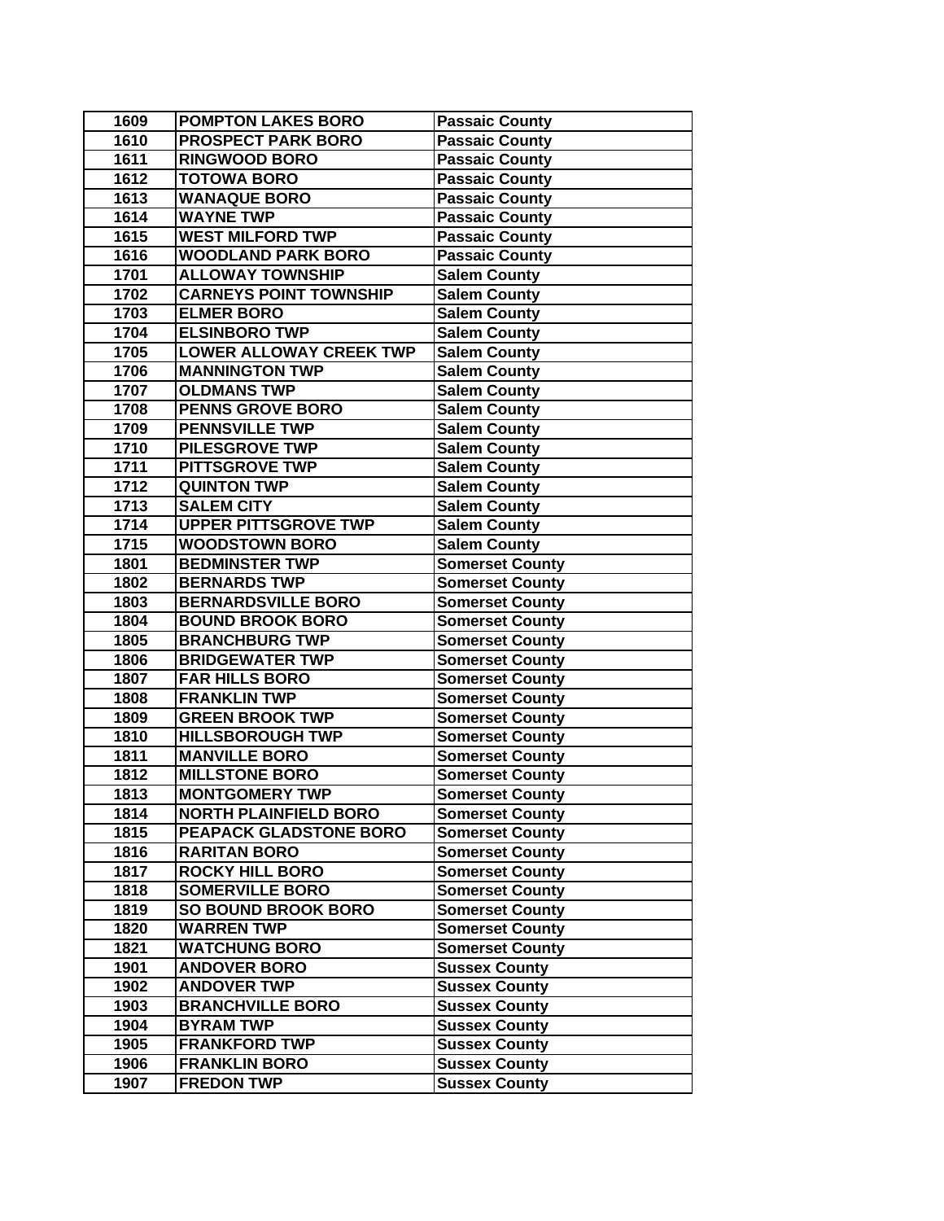| 1609 | POMPTON LAKES BORO | Passaic County |
|---|---|---|
| 1610 | PROSPECT PARK BORO | Passaic County |
| 1611 | RINGWOOD BORO | Passaic County |
| 1612 | TOTOWA BORO | Passaic County |
| 1613 | WANAQUE BORO | Passaic County |
| 1614 | WAYNE TWP | Passaic County |
| 1615 | WEST MILFORD TWP | Passaic County |
| 1616 | WOODLAND PARK BORO | Passaic County |
| 1701 | ALLOWAY TOWNSHIP | Salem County |
| 1702 | CARNEYS POINT TOWNSHIP | Salem County |
| 1703 | ELMER BORO | Salem County |
| 1704 | ELSINBORO TWP | Salem County |
| 1705 | LOWER ALLOWAY CREEK TWP | Salem County |
| 1706 | MANNINGTON TWP | Salem County |
| 1707 | OLDMANS TWP | Salem County |
| 1708 | PENNS GROVE BORO | Salem County |
| 1709 | PENNSVILLE TWP | Salem County |
| 1710 | PILESGROVE TWP | Salem County |
| 1711 | PITTSGROVE TWP | Salem County |
| 1712 | QUINTON TWP | Salem County |
| 1713 | SALEM CITY | Salem County |
| 1714 | UPPER PITTSGROVE TWP | Salem County |
| 1715 | WOODSTOWN BORO | Salem County |
| 1801 | BEDMINSTER TWP | Somerset County |
| 1802 | BERNARDS TWP | Somerset County |
| 1803 | BERNARDSVILLE BORO | Somerset County |
| 1804 | BOUND BROOK BORO | Somerset County |
| 1805 | BRANCHBURG TWP | Somerset County |
| 1806 | BRIDGEWATER TWP | Somerset County |
| 1807 | FAR HILLS BORO | Somerset County |
| 1808 | FRANKLIN TWP | Somerset County |
| 1809 | GREEN BROOK TWP | Somerset County |
| 1810 | HILLSBOROUGH TWP | Somerset County |
| 1811 | MANVILLE BORO | Somerset County |
| 1812 | MILLSTONE BORO | Somerset County |
| 1813 | MONTGOMERY TWP | Somerset County |
| 1814 | NORTH PLAINFIELD BORO | Somerset County |
| 1815 | PEAPACK GLADSTONE BORO | Somerset County |
| 1816 | RARITAN BORO | Somerset County |
| 1817 | ROCKY HILL BORO | Somerset County |
| 1818 | SOMERVILLE BORO | Somerset County |
| 1819 | SO BOUND BROOK BORO | Somerset County |
| 1820 | WARREN TWP | Somerset County |
| 1821 | WATCHUNG BORO | Somerset County |
| 1901 | ANDOVER BORO | Sussex County |
| 1902 | ANDOVER TWP | Sussex County |
| 1903 | BRANCHVILLE BORO | Sussex County |
| 1904 | BYRAM TWP | Sussex County |
| 1905 | FRANKFORD TWP | Sussex County |
| 1906 | FRANKLIN BORO | Sussex County |
| 1907 | FREDON TWP | Sussex County |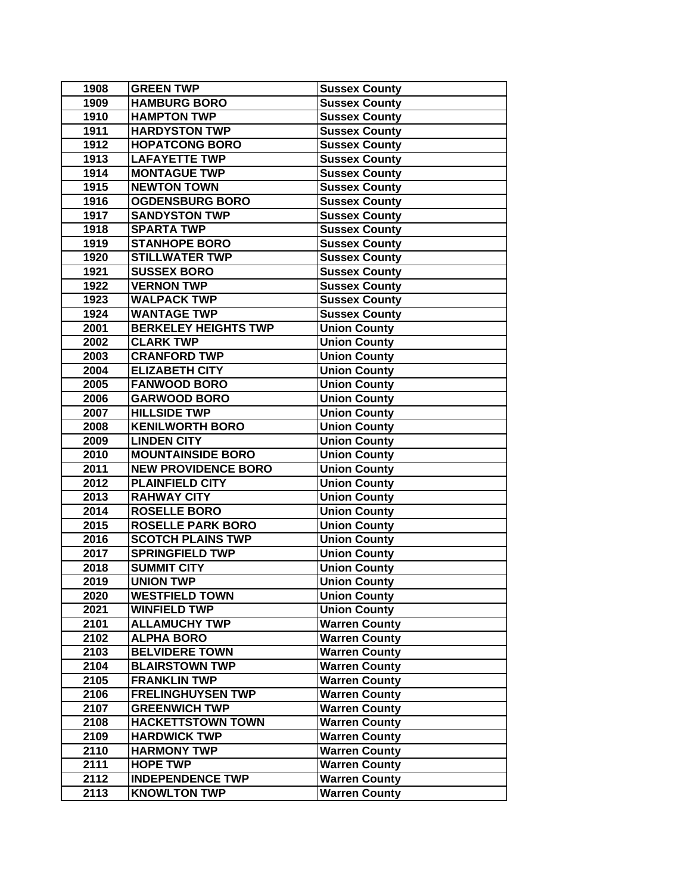| 1908 | GREEN TWP | Sussex County |
|---|---|---|
| 1909 | HAMBURG BORO | Sussex County |
| 1910 | HAMPTON TWP | Sussex County |
| 1911 | HARDYSTON TWP | Sussex County |
| 1912 | HOPATCONG BORO | Sussex County |
| 1913 | LAFAYETTE TWP | Sussex County |
| 1914 | MONTAGUE TWP | Sussex County |
| 1915 | NEWTON TOWN | Sussex County |
| 1916 | OGDENSBURG BORO | Sussex County |
| 1917 | SANDYSTON TWP | Sussex County |
| 1918 | SPARTA TWP | Sussex County |
| 1919 | STANHOPE BORO | Sussex County |
| 1920 | STILLWATER TWP | Sussex County |
| 1921 | SUSSEX BORO | Sussex County |
| 1922 | VERNON TWP | Sussex County |
| 1923 | WALPACK TWP | Sussex County |
| 1924 | WANTAGE TWP | Sussex County |
| 2001 | BERKELEY HEIGHTS TWP | Union County |
| 2002 | CLARK TWP | Union County |
| 2003 | CRANFORD TWP | Union County |
| 2004 | ELIZABETH CITY | Union County |
| 2005 | FANWOOD BORO | Union County |
| 2006 | GARWOOD BORO | Union County |
| 2007 | HILLSIDE TWP | Union County |
| 2008 | KENILWORTH BORO | Union County |
| 2009 | LINDEN CITY | Union County |
| 2010 | MOUNTAINSIDE BORO | Union County |
| 2011 | NEW PROVIDENCE BORO | Union County |
| 2012 | PLAINFIELD CITY | Union County |
| 2013 | RAHWAY CITY | Union County |
| 2014 | ROSELLE BORO | Union County |
| 2015 | ROSELLE PARK BORO | Union County |
| 2016 | SCOTCH PLAINS TWP | Union County |
| 2017 | SPRINGFIELD TWP | Union County |
| 2018 | SUMMIT CITY | Union County |
| 2019 | UNION TWP | Union County |
| 2020 | WESTFIELD TOWN | Union County |
| 2021 | WINFIELD TWP | Union County |
| 2101 | ALLAMUCHY TWP | Warren County |
| 2102 | ALPHA BORO | Warren County |
| 2103 | BELVIDERE TOWN | Warren County |
| 2104 | BLAIRSTOWN TWP | Warren County |
| 2105 | FRANKLIN TWP | Warren County |
| 2106 | FRELINGHUYSEN TWP | Warren County |
| 2107 | GREENWICH TWP | Warren County |
| 2108 | HACKETTSTOWN TOWN | Warren County |
| 2109 | HARDWICK TWP | Warren County |
| 2110 | HARMONY TWP | Warren County |
| 2111 | HOPE TWP | Warren County |
| 2112 | INDEPENDENCE TWP | Warren County |
| 2113 | KNOWLTON TWP | Warren County |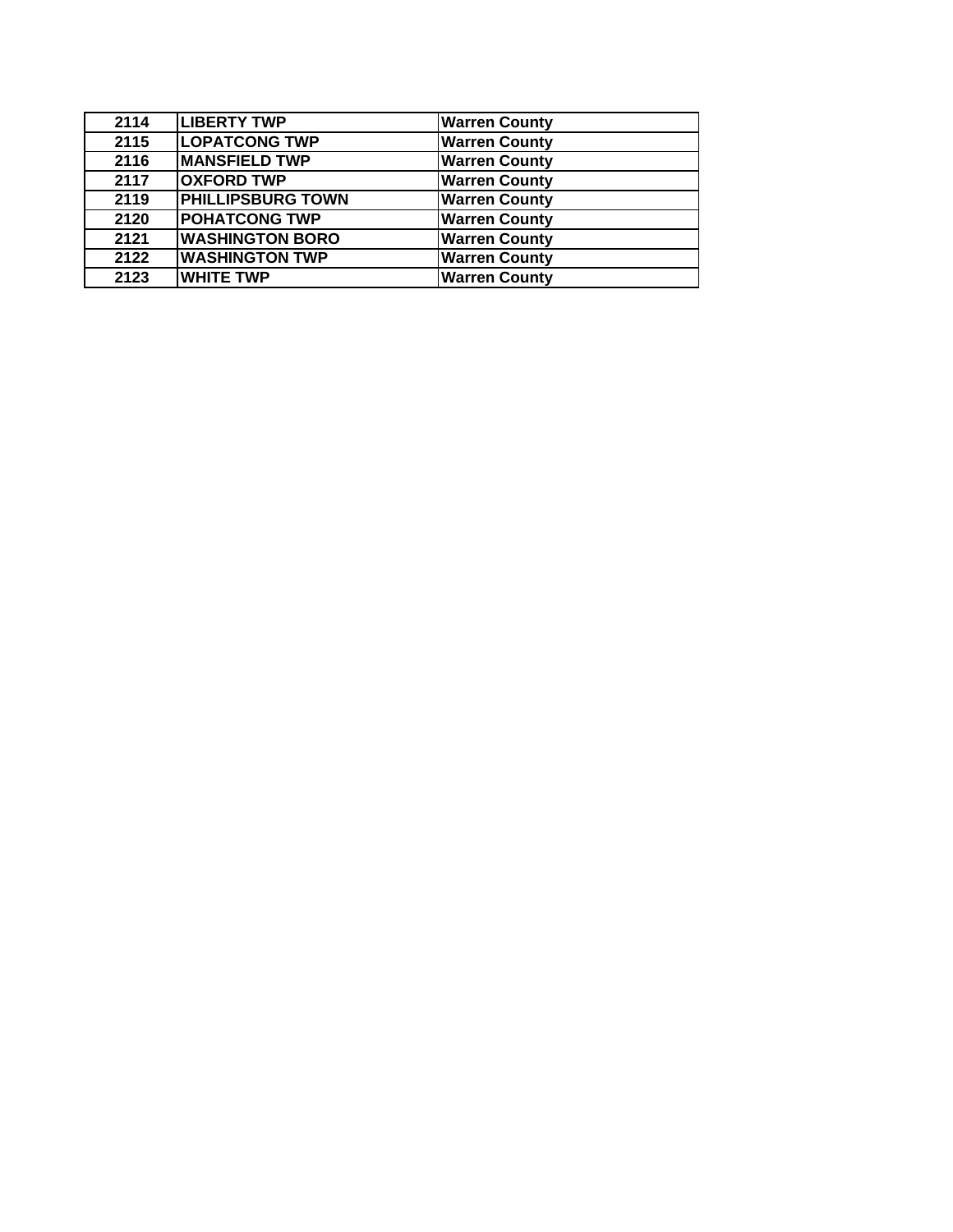| | | |
|---|---|---|
| **2114** | **LIBERTY TWP** | **Warren County** |
| **2115** | **LOPATCONG TWP** | **Warren County** |
| **2116** | **MANSFIELD TWP** | **Warren County** |
| **2117** | **OXFORD TWP** | **Warren County** |
| **2119** | **PHILLIPSBURG TOWN** | **Warren County** |
| **2120** | **POHATCONG TWP** | **Warren County** |
| **2121** | **WASHINGTON BORO** | **Warren County** |
| **2122** | **WASHINGTON TWP** | **Warren County** |
| **2123** | **WHITE TWP** | **Warren County** |